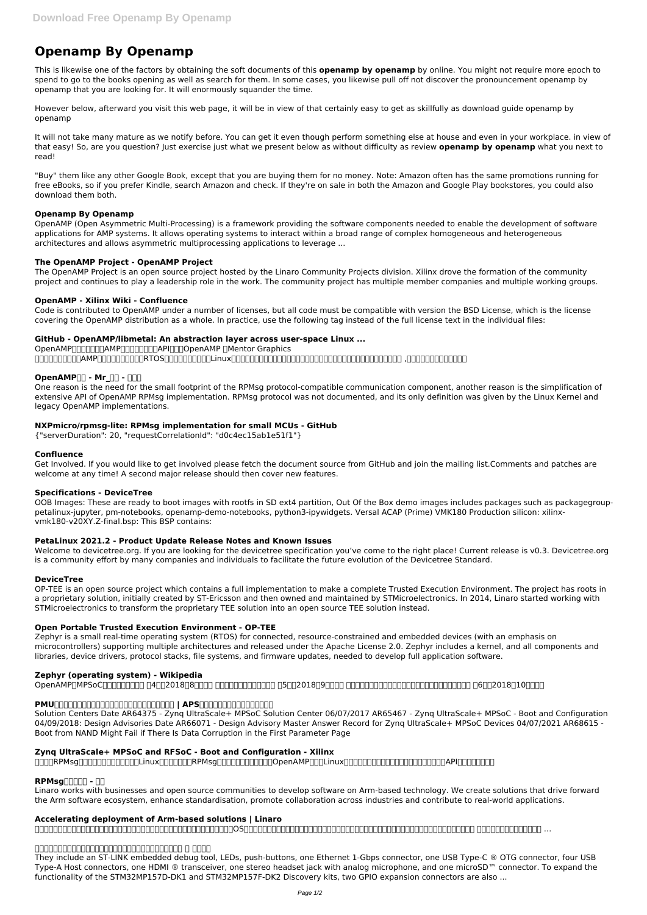# Openamp By Openamp

This is likewise one of the factors by obtaining the soft documents of this **openamp by openamp** by online. You might not require more epoch to spend to go to the books opening as well as search for them. In some cases, you likewise pull off not discover the pronouncement openamp by openamp that you are looking for. It will enormously squander the time.

However below, afterward you visit this web page, it will be in view of that certainly easy to get as skillfully as download guide openamp by openamp

It will not take many mature as we notify before. You can get it even though perform something else at house and even in your workplace. in view of that easy! So, are you question? Just exercise just what we present below as without difficulty as review **openamp by openamp** what you next to read!

"Buy" them like any other Google Book, except that you are buying them for no money. Note: Amazon often has the same promotions running for free eBooks, so if you prefer Kindle, search Amazon and check. If they're on sale in both the Amazon and Google Play bookstores, you could also download them both.

### Openamp By Openamp

OpenAMP (Open Asymmetric Multi-Processing) is a framework providing the software components needed to enable the development of software applications for AMP systems. It allows operating systems to interact within a broad range of complex homogeneous and heterogeneous architectures and allows asymmetric multiprocessing applications to leverage ...

### The OpenAMP Project - OpenAMP Project

The OpenAMP Project is an open source project hosted by the Linaro Community Projects division. Xilinx drove the formation of the community project and continues to play a leadership role in the work. The community project has multiple member companies and multiple working groups.

### OpenAMP - Xilinx Wiki - Confluence

Code is contributed to OpenAMP under a number of licenses, but all code must be compatible with version the BSD License, which is the license covering the OpenAMP distribution as a whole. In practice, use the following tag instead of the full license text in the individual files:

### GitHub - OpenAMP/libmetal: An abstraction layer across user-space Linux ...

OpenAMP□□□□□□□AMP□□□□□□□□API□□□OpenAMP □Mentor Graphics □□□□□□□□□AMP□□□□□□□□RTOS□□□□□□□□□Linux□□□□□□□□□□□□□□□□□□□□□□□□□□□□□□ ,□□□□□□□□□□□□

### OpenAMP□□ - Mr_□□ - □□□

One reason is the need for the small footprint of the RPMsg protocol-compatible communication component, another reason is the simplification of extensive API of OpenAMP RPMsg implementation. RPMsg protocol was not documented, and its only definition was given by the Linux Kernel and legacy OpenAMP implementations.

### NXPmicro/rpmsg-lite: RPMsg implementation for small MCUs - GitHub

{"serverDuration": 20, "requestCorrelationId": "d0c4ec15ab1e51f1"}

### Confluence

Get Involved. If you would like to get involved please fetch the document source from GitHub and join the mailing list.Comments and patches are welcome at any time! A second major release should then cover new features.

### Specifications - DeviceTree

OOB Images: These are ready to boot images with rootfs in SD ext4 partition, Out Of the Box demo images includes packages such as packagegroup-petalinux-jupyter, pm-notebooks, openamp-demo-notebooks, python3-ipywidgets. Versal ACAP (Prime) VMK180 Production silicon: xilinx-vmk180-v20XY.Z-final.bsp: This BSP contains:

### PetaLinux 2021.2 - Product Update Release Notes and Known Issues

Welcome to devicetree.org. If you are looking for the devicetree specification you've come to the right place! Current release is v0.3. Devicetree.org is a community effort by many companies and individuals to facilitate the future evolution of the Devicetree Standard.

### DeviceTree

OP-TEE is an open source project which contains a full implementation to make a complete Trusted Execution Environment. The project has roots in a proprietary solution, initially created by ST-Ericsson and then owned and maintained by STMicroelectronics. In 2014, Linaro started working with STMicroelectronics to transform the proprietary TEE solution into an open source TEE solution instead.

### Open Portable Trusted Execution Environment - OP-TEE

Zephyr is a small real-time operating system (RTOS) for connected, resource-constrained and embedded devices (with an emphasis on microcontrollers) supporting multiple architectures and released under the Apache License 2.0. Zephyr includes a kernel, and all components and libraries, device drivers, protocol stacks, file systems, and firmware updates, needed to develop full application software.

### Zephyr (operating system) - Wikipedia

OpenAMP□MPSoC□□□□□□□□□ □4□□2018□8□□□□ □□□□□□□□□□□□□ □5□□2018□9□□□□ □□□□□□□□□□□□□□□□□□□□□□□□□□ □6□□2018□10□□□□

### PMU□□□□□□□□□□□□□□□□□□□□□□□□ | APS□□□□□□□□□□□□□□□□

Solution Centers Date AR64375 - Zynq UltraScale+ MPSoC Solution Center 06/07/2017 AR65467 - Zynq UltraScale+ MPSoC - Boot and Configuration 04/09/2018: Design Advisories Date AR66071 - Design Advisory Master Answer Record for Zynq UltraScale+ MPSoC Devices 04/07/2021 AR68615 - Boot from NAND Might Fail if There Is Data Corruption in the First Parameter Page

### Zynq UltraScale+ MPSoC and RFSoC - Boot and Configuration - Xilinx

□□□□RPMsg□□□□□□□□□□□□□Linux□□□□□□RPMsg□□□□□□□□□□□□OpenAMP□□□Linux□□□□□□□□□□□□□□□□□□□□□□API□□□□□□□

### RPMsg□□□□□ - □□

Linaro works with businesses and open source communities to develop software on Arm-based technology. We create solutions that drive forward the Arm software ecosystem, enhance standardisation, promote collaboration across industries and contribute to real-world applications.

### Accelerating deployment of Arm-based solutions | Linaro

□□□□□□□□□□□□□□□□□□□□□□□□□□□□□□□□□□□□OS□□□□□□□□□□□□□□□□□□□□□□□□□□□□□□□□□ □□□□□□□□□□□□ ...

### □□□□□□□□□□□□□□□□□□□□□□□□□□ □ □□□□

They include an ST-LINK embedded debug tool, LEDs, push-buttons, one Ethernet 1-Gbps connector, one USB Type-C ® OTG connector, four USB Type-A Host connectors, one HDMI ® transceiver, one stereo headset jack with analog microphone, and one microSD™ connector. To expand the functionality of the STM32MP157D-DK1 and STM32MP157F-DK2 Discovery kits, two GPIO expansion connectors are also ...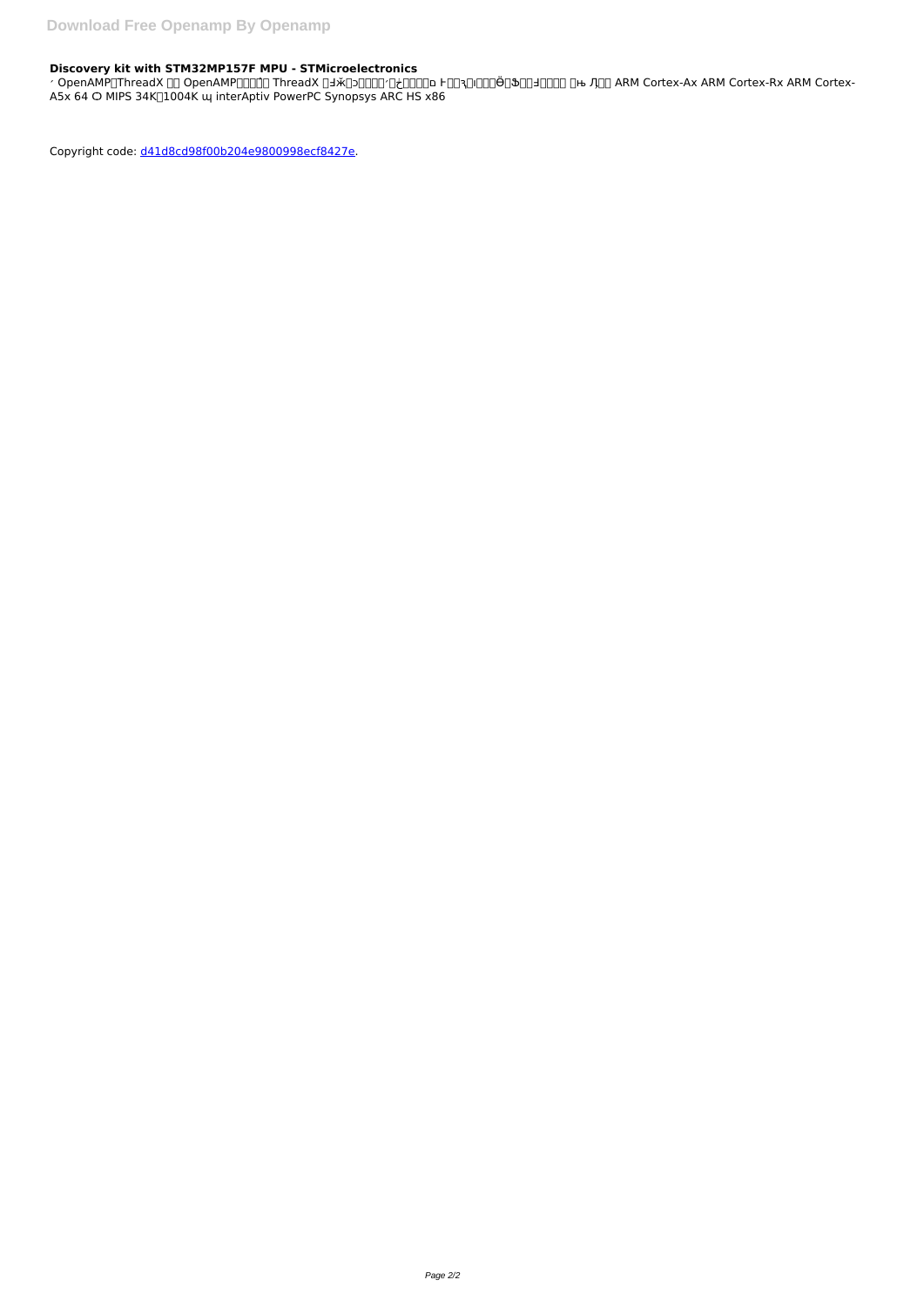### Discovery kit with STM32MP157F MPU - STMicroelectronics

، OpenAMP□ThreadX □□ OpenAMP□□□□□ ThreadX □ɟӝ□ↄ□□□□׳□ƹ□□□□□ ꓓ Ʞ□□ʇ□ꞁ□□□Ǒ□Ֆ□□ꟻ□□□□ □ꝧ Л□□ ARM Cortex-Ax ARM Cortex-Rx ARM Cortex-A5x 64 Ꝋ MIPS 34K□1004K ꞔ interAptiv PowerPC Synopsys ARC HS x86

Copyright code: d41d8cd98f00b204e9800998ecf8427e.